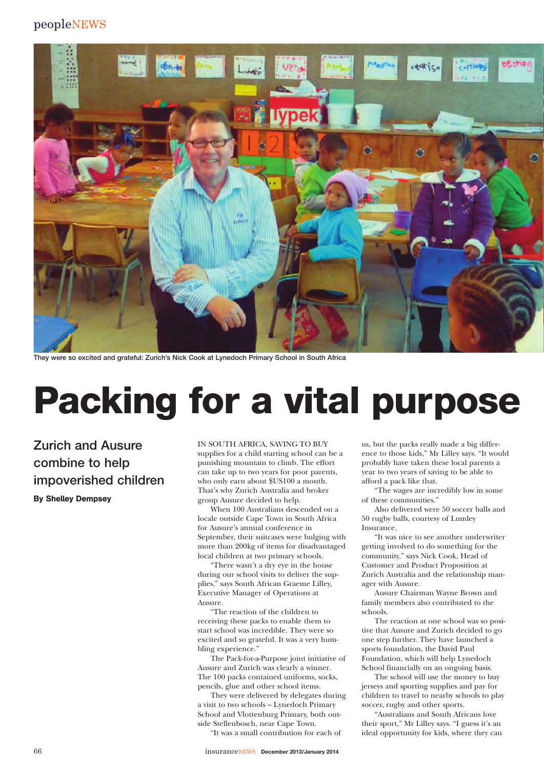They were so excited and grateful: Zurich's Nick Cook at Lynedoch Primary School in South Africa

# Packing for a vital purpose

## Zurich and Ausure combine to help impoverished children

**By Shelley Dempsey**

IN SOUTH AFRICA, SAVING TO BUY supplies for a child starting school can be a punishing mountain to climb. The effort can take up to two years for poor parents, who only earn about $US100 a month. That's why Zurich Australia and broker group Ausure decided to help.

When 100 Australians descended on a locale outside Cape Town in South Africa for Ausure's annual conference in September, their suitcases were bulging with more than 200kg of items for disadvantaged local children at two primary schools.

"There wasn't a dry eye in the house during our school visits to deliver the supplies," says South African Graeme Lilley, Executive Manager of Operations at Ausure.

"The reaction of the children to receiving these packs to enable them to start school was incredible. They were so excited and so grateful. It was a very humbling experience."

The Pack-for-a-Purpose joint initiative of Ausure and Zurich was clearly a winner. The 100 packs contained uniforms, socks, pencils, glue and other school items.

They were delivered by delegates during a visit to two schools – Lynedoch Primary School and Vlottenburg Primary, both outside Stellenbosch, near Cape Town.

"It was a small contribution for each of us, but the packs really made a big difference to those kids," Mr Lilley says. "It would probably have taken these local parents a year to two years of saving to be able to afford a pack like that.

"The wages are incredibly low in some of these communities."

Also delivered were 50 soccer balls and 50 rugby balls, courtesy of Lumley Insurance.

"It was nice to see another underwriter getting involved to do something for the community," says Nick Cook, Head of Customer and Product Proposition at Zurich Australia and the relationship manager with Ausure.

Ausure Chairman Wayne Brown and family members also contributed to the schools.

The reaction at one school was so positive that Ausure and Zurich decided to go one step further. They have launched a sports foundation, the David Paul Foundation, which will help Lynedoch School financially on an ongoing basis.

The school will use the money to buy jerseys and sporting supplies and pay for children to travel to nearby schools to play soccer, rugby and other sports.

"Australians and South Africans love their sport," Mr Lilley says. "I guess it's an ideal opportunity for kids, where they can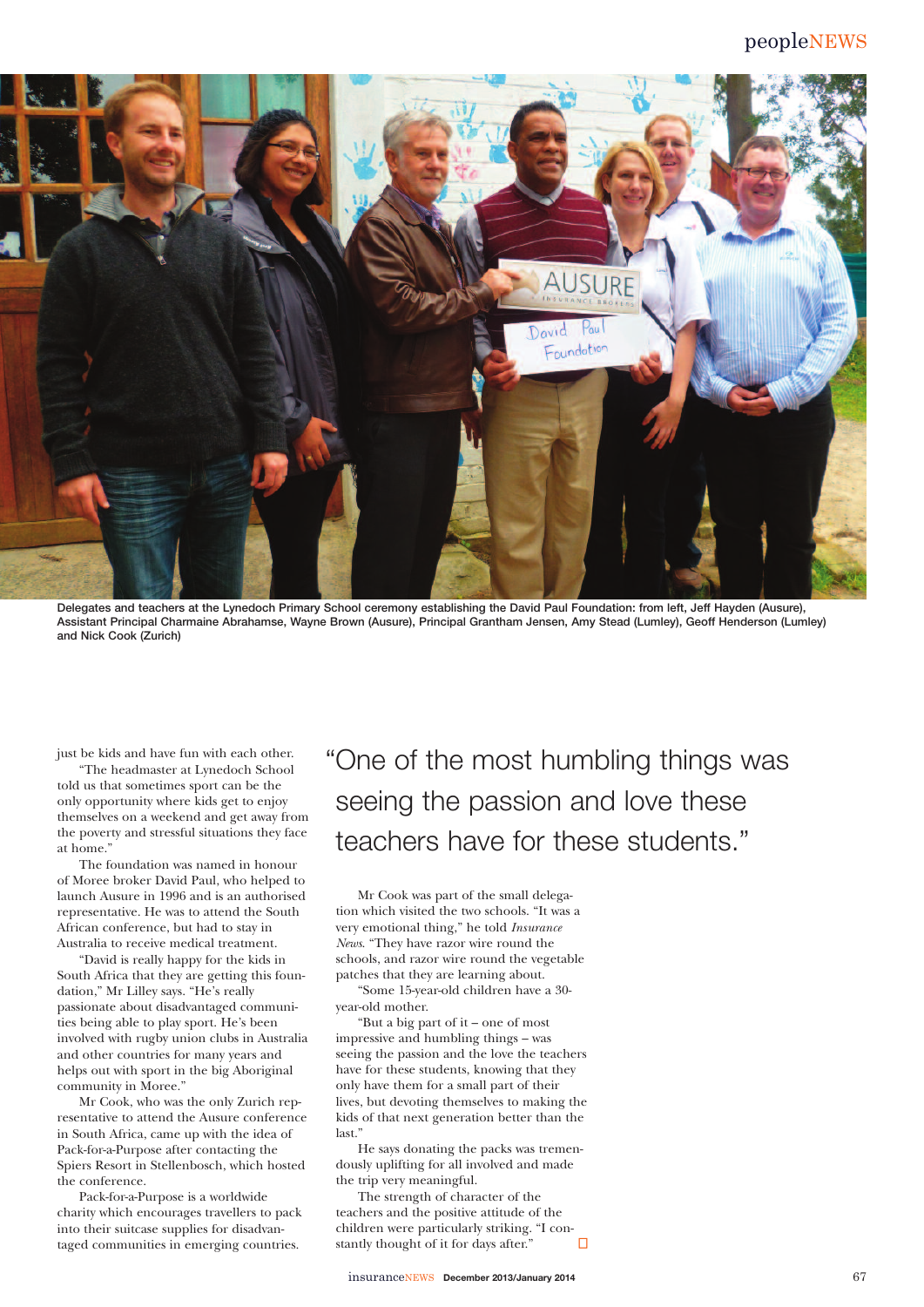Delegates and teachers at the Lynedoch Primary School ceremony establishing the David Paul Foundation: from left, Jeff Hayden (Ausure), Assistant Principal Charmaine Abrahamse, Wayne Brown (Ausure), Principal Grantham Jensen, Amy Stead (Lumley), Geoff Henderson (Lumley) and Nick Cook (Zurich)

just be kids and have fun with each other.

"The headmaster at Lynedoch School told us that sometimes sport can be the only opportunity where kids get to enjoy themselves on a weekend and get away from the poverty and stressful situations they face at home."

The foundation was named in honour of Moree broker David Paul, who helped to launch Ausure in 1996 and is an authorised representative. He was to attend the South African conference, but had to stay in Australia to receive medical treatment.

"David is really happy for the kids in South Africa that they are getting this foundation," Mr Lilley says. "He's really passionate about disadvantaged communities being able to play sport. He's been involved with rugby union clubs in Australia and other countries for many years and helps out with sport in the big Aboriginal community in Moree."

Mr Cook, who was the only Zurich representative to attend the Ausure conference in South Africa, came up with the idea of Pack-for-a-Purpose after contacting the Spiers Resort in Stellenbosch, which hosted the conference.

Pack-for-a-Purpose is a worldwide charity which encourages travellers to pack into their suitcase supplies for disadvantaged communities in emerging countries.

> "One of the most humbling things was seeing the passion and love these teachers have for these students."

Mr Cook was part of the small delegation which visited the two schools. "It was a very emotional thing," he told *Insurance News*. "They have razor wire round the schools, and razor wire round the vegetable patches that they are learning about.

"Some 15-year-old children have a 30-year-old mother.

"But a big part of it – one of most impressive and humbling things – was seeing the passion and the love the teachers have for these students, knowing that they only have them for a small part of their lives, but devoting themselves to making the kids of that next generation better than the last."

He says donating the packs was tremendously uplifting for all involved and made the trip very meaningful.

The strength of character of the teachers and the positive attitude of the children were particularly striking. "I constantly thought of it for days after."